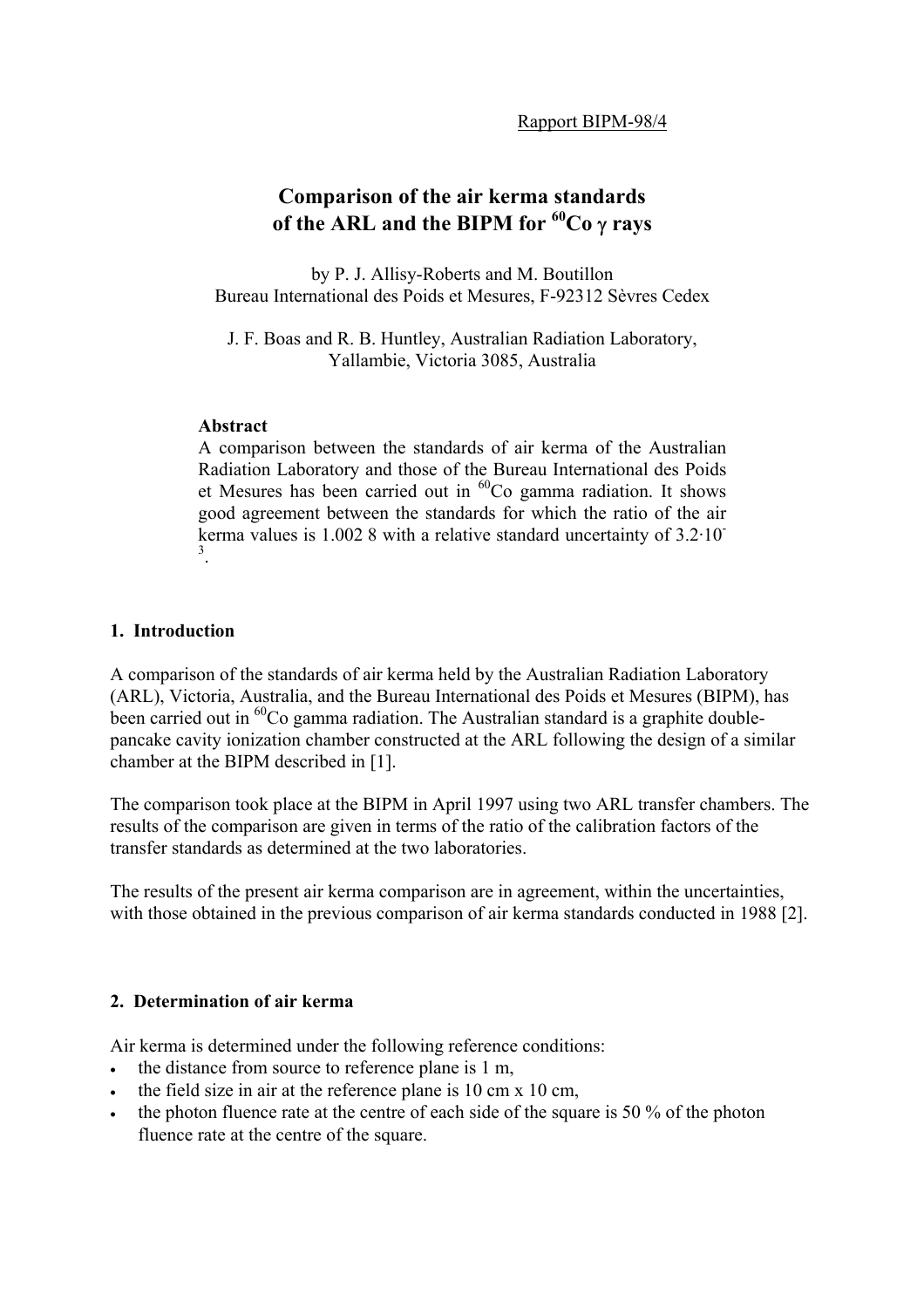Rapport BIPM-98/4

# Comparison of the air kerma standards of the ARL and the BIPM for $^{60}Co$ γ rays

by P. J. Allisy-Roberts and M. Boutillon
Bureau International des Poids et Mesures, F-92312 Sèvres Cedex

J. F. Boas and R. B. Huntley, Australian Radiation Laboratory, Yallambie, Victoria 3085, Australia

**Abstract**

A comparison between the standards of air kerma of the Australian Radiation Laboratory and those of the Bureau International des Poids et Mesures has been carried out in $^{60}Co$ gamma radiation. It shows good agreement between the standards for which the ratio of the air kerma values is 1.002 8 with a relative standard uncertainty of $3.2 \cdot 10^{-3}$.

## 1. Introduction

A comparison of the standards of air kerma held by the Australian Radiation Laboratory (ARL), Victoria, Australia, and the Bureau International des Poids et Mesures (BIPM), has been carried out in $^{60}Co$ gamma radiation. The Australian standard is a graphite double-pancake cavity ionization chamber constructed at the ARL following the design of a similar chamber at the BIPM described in [1].

The comparison took place at the BIPM in April 1997 using two ARL transfer chambers. The results of the comparison are given in terms of the ratio of the calibration factors of the transfer standards as determined at the two laboratories.

The results of the present air kerma comparison are in agreement, within the uncertainties, with those obtained in the previous comparison of air kerma standards conducted in 1988 [2].

## 2. Determination of air kerma

Air kerma is determined under the following reference conditions:

- the distance from source to reference plane is 1 m,
- the field size in air at the reference plane is 10 cm x 10 cm,
- the photon fluence rate at the centre of each side of the square is 50 % of the photon fluence rate at the centre of the square.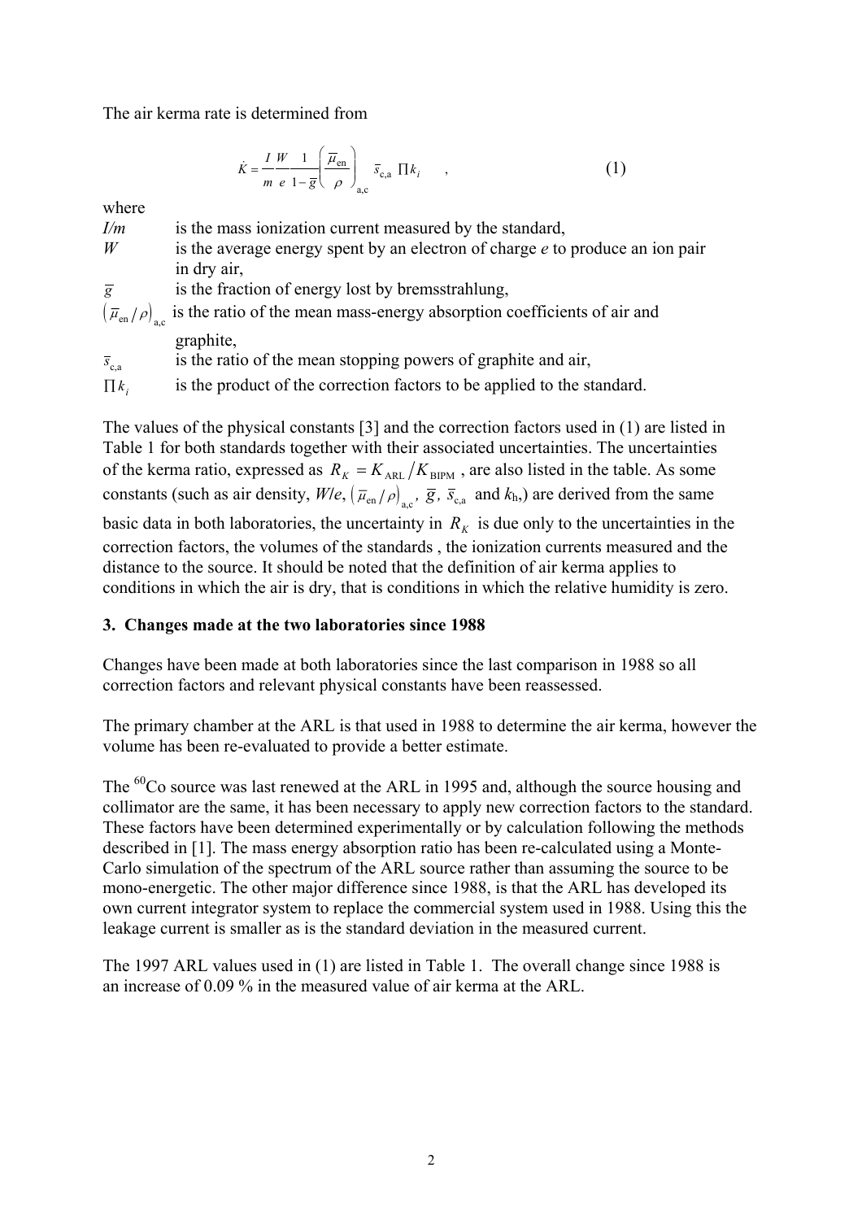The air kerma rate is determined from

$$\dot{K} = \frac{I}{m}\frac{W}{e}\frac{1}{1-\bar{g}}\left(\frac{\bar{\mu}_{\mathrm{en}}}{\rho}\right)_{\mathrm{a,c}} \bar{s}_{\mathrm{c,a}} \prod k_i \quad , \tag{1}$$

where

- $I/m$ is the mass ionization current measured by the standard,
- $W$ is the average energy spent by an electron of charge $e$ to produce an ion pair in dry air,
- $\bar{g}$ is the fraction of energy lost by bremsstrahlung,
- $\left(\bar{\mu}_{\mathrm{en}}/\rho\right)_{\mathrm{a,c}}$ is the ratio of the mean mass-energy absorption coefficients of air and graphite,
- $\bar{s}_{\mathrm{c,a}}$ is the ratio of the mean stopping powers of graphite and air,
- $\prod k_i$ is the product of the correction factors to be applied to the standard.

The values of the physical constants [3] and the correction factors used in (1) are listed in Table 1 for both standards together with their associated uncertainties. The uncertainties of the kerma ratio, expressed as $R_K = K_{\mathrm{ARL}}/K_{\mathrm{BIPM}}$ , are also listed in the table. As some constants (such as air density, $W/e$, $\left(\bar{\mu}_{\mathrm{en}}/\rho\right)_{\mathrm{a,c}}$, $\bar{g}$, $\bar{s}_{\mathrm{c,a}}$ and $k_{\mathrm{h}}$,) are derived from the same basic data in both laboratories, the uncertainty in $R_K$ is due only to the uncertainties in the correction factors, the volumes of the standards , the ionization currents measured and the distance to the source. It should be noted that the definition of air kerma applies to conditions in which the air is dry, that is conditions in which the relative humidity is zero.

## 3. Changes made at the two laboratories since 1988

Changes have been made at both laboratories since the last comparison in 1988 so all correction factors and relevant physical constants have been reassessed.

The primary chamber at the ARL is that used in 1988 to determine the air kerma, however the volume has been re-evaluated to provide a better estimate.

The $^{60}$Co source was last renewed at the ARL in 1995 and, although the source housing and collimator are the same, it has been necessary to apply new correction factors to the standard. These factors have been determined experimentally or by calculation following the methods described in [1]. The mass energy absorption ratio has been re-calculated using a Monte-Carlo simulation of the spectrum of the ARL source rather than assuming the source to be mono-energetic. The other major difference since 1988, is that the ARL has developed its own current integrator system to replace the commercial system used in 1988. Using this the leakage current is smaller as is the standard deviation in the measured current.

The 1997 ARL values used in (1) are listed in Table 1. The overall change since 1988 is an increase of 0.09 % in the measured value of air kerma at the ARL.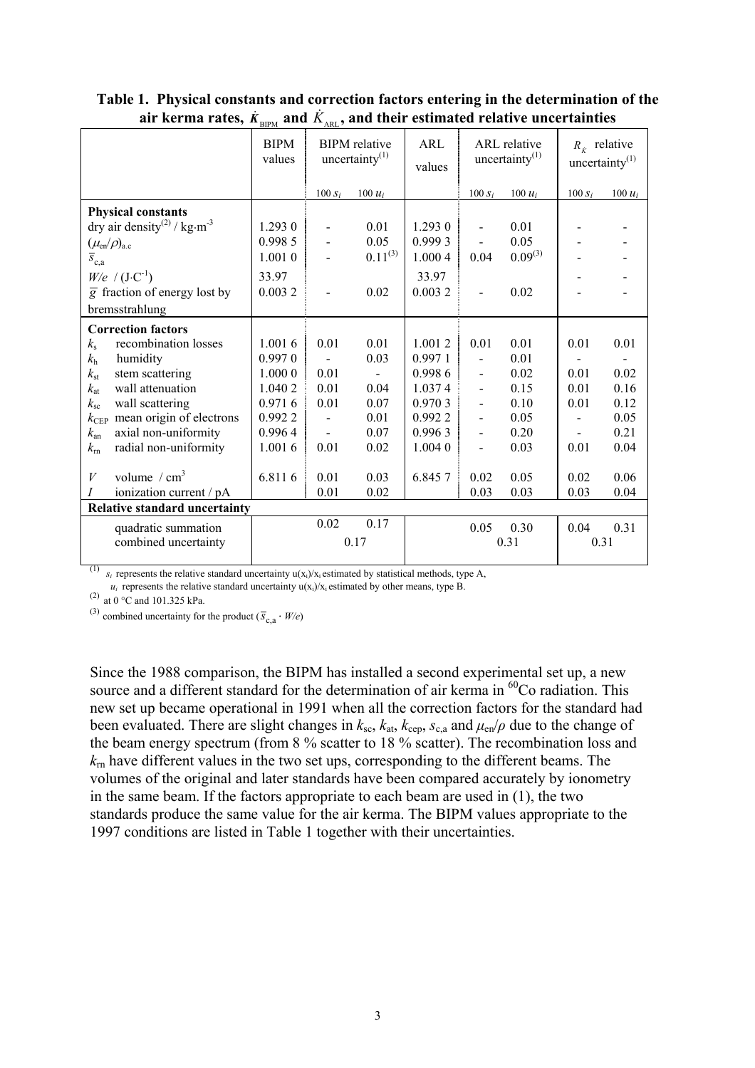**Table 1. Physical constants and correction factors entering in the determination of the air kerma rates, $\dot{K}_{\text{BIPM}}$ and $\dot{K}_{\text{ARL}}$, and their estimated relative uncertainties**

| | BIPM values | BIPM relative uncertainty[(1)] | | ARL values | ARL relative uncertainty[(1)] | | $R_{\dot{K}}$ relative uncertainty[(1)] | |
|---|---|---|---|---|---|---|---|---|
| | | $100\,s_i$ | $100\,u_i$ | | $100\,s_i$ | $100\,u_i$ | $100\,s_i$ | $100\,u_i$ |
| **Physical constants** | | | | | | | | |
| dry air density[(2)] / kg·m$^{-3}$ | 1.293 0 | - | 0.01 | 1.293 0 | - | 0.01 | - | - |
| $(\mu_{en}/\rho)_{a,c}$ | 0.998 5 | - | 0.05 | 0.999 3 | - | 0.05 | - | - |
| $\bar{s}_{c,a}$ | 1.001 0 | - | 0.11[(3)] | 1.000 4 | 0.04 | 0.09[(3)] | - | - |
| $W/e$ / (J·C$^{-1}$) | 33.97 | | | 33.97 | | | - | - |
| $\bar{g}$ fraction of energy lost by bremsstrahlung | 0.003 2 | - | 0.02 | 0.003 2 | - | 0.02 | - | - |
| **Correction factors** | | | | | | | | |
| $k_s$ recombination losses | 1.001 6 | 0.01 | 0.01 | 1.001 2 | 0.01 | 0.01 | 0.01 | 0.01 |
| $k_h$ humidity | 0.997 0 | - | 0.03 | 0.997 1 | - | 0.01 | - | - |
| $k_{st}$ stem scattering | 1.000 0 | 0.01 | - | 0.998 6 | - | 0.02 | 0.01 | 0.02 |
| $k_{at}$ wall attenuation | 1.040 2 | 0.01 | 0.04 | 1.037 4 | - | 0.15 | 0.01 | 0.16 |
| $k_{sc}$ wall scattering | 0.971 6 | 0.01 | 0.07 | 0.970 3 | - | 0.10 | 0.01 | 0.12 |
| $k_{CEP}$ mean origin of electrons | 0.992 2 | - | 0.01 | 0.992 2 | - | 0.05 | - | 0.05 |
| $k_{an}$ axial non-uniformity | 0.996 4 | - | 0.07 | 0.996 3 | - | 0.20 | - | 0.21 |
| $k_{rn}$ radial non-uniformity | 1.001 6 | 0.01 | 0.02 | 1.004 0 | - | 0.03 | 0.01 | 0.04 |
| $V$ volume / cm$^3$ | 6.811 6 | 0.01 | 0.03 | 6.845 7 | 0.02 | 0.05 | 0.02 | 0.06 |
| $I$ ionization current / pA | | 0.01 | 0.02 | | 0.03 | 0.03 | 0.03 | 0.04 |
| **Relative standard uncertainty** | | | | | | | | |
| quadratic summation | | 0.02 | 0.17 | | 0.05 | 0.30 | 0.04 | 0.31 |
| combined uncertainty | | 0.17 | | | 0.31 | | 0.31 | |

(1) $s_i$ represents the relative standard uncertainty $u(x_i)/x_i$ estimated by statistical methods, type A,
$u_i$ represents the relative standard uncertainty $u(x_i)/x_i$ estimated by other means, type B.

(2) at 0 °C and 101.325 kPa.

(3) combined uncertainty for the product ($\bar{s}_{c,a} \cdot W/e$)

Since the 1988 comparison, the BIPM has installed a second experimental set up, a new source and a different standard for the determination of air kerma in $^{60}$Co radiation. This new set up became operational in 1991 when all the correction factors for the standard had been evaluated. There are slight changes in $k_{sc}$, $k_{at}$, $k_{cep}$, $s_{c,a}$ and $\mu_{en}/\rho$ due to the change of the beam energy spectrum (from 8 % scatter to 18 % scatter). The recombination loss and $k_{rn}$ have different values in the two set ups, corresponding to the different beams. The volumes of the original and later standards have been compared accurately by ionometry in the same beam. If the factors appropriate to each beam are used in (1), the two standards produce the same value for the air kerma. The BIPM values appropriate to the 1997 conditions are listed in Table 1 together with their uncertainties.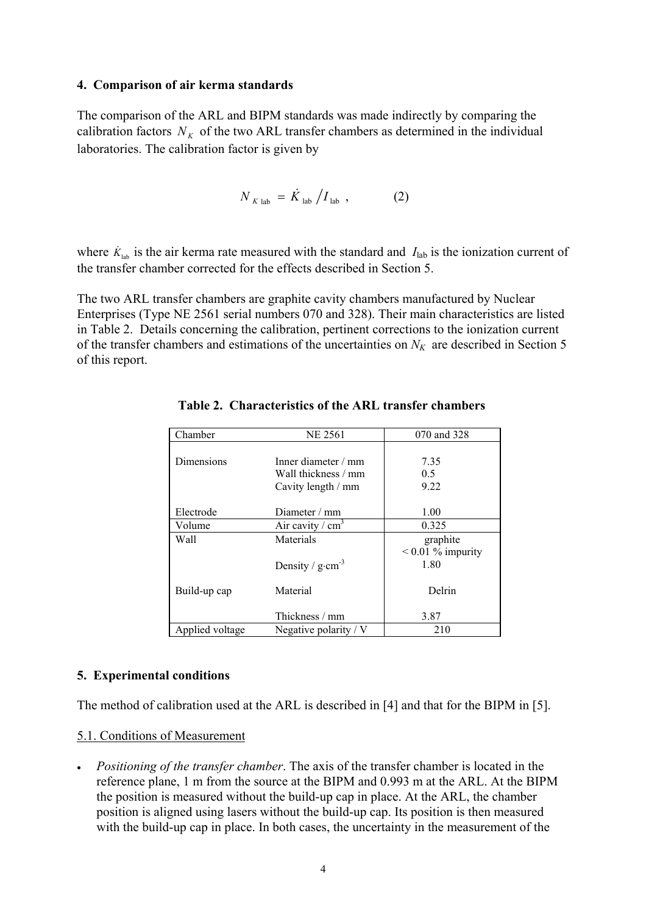## 4. Comparison of air kerma standards

The comparison of the ARL and BIPM standards was made indirectly by comparing the calibration factors $N_K$ of the two ARL transfer chambers as determined in the individual laboratories. The calibration factor is given by

$$N_{K\,\mathrm{lab}} = \dot{K}_{\mathrm{lab}} / I_{\mathrm{lab}} \,, \qquad (2)$$

where $\dot{K}_{\mathrm{lab}}$ is the air kerma rate measured with the standard and $I_{\mathrm{lab}}$ is the ionization current of the transfer chamber corrected for the effects described in Section 5.

The two ARL transfer chambers are graphite cavity chambers manufactured by Nuclear Enterprises (Type NE 2561 serial numbers 070 and 328). Their main characteristics are listed in Table 2. Details concerning the calibration, pertinent corrections to the ionization current of the transfer chambers and estimations of the uncertainties on $N_K$ are described in Section 5 of this report.

**Table 2. Characteristics of the ARL transfer chambers**

| Chamber | NE 2561 | 070 and 328 |
|---|---|---|
| Dimensions | Inner diameter / mm | 7.35 |
| | Wall thickness / mm | 0.5 |
| | Cavity length / mm | 9.22 |
| Electrode | Diameter / mm | 1.00 |
| Volume | Air cavity / $cm^3$ | 0.325 |
| Wall | Materials | graphite $< 0.01$ % impurity |
| | Density / $g \cdot cm^{-3}$ | 1.80 |
| Build-up cap | Material | Delrin |
| | Thickness / mm | 3.87 |
| Applied voltage | Negative polarity / V | 210 |

## 5. Experimental conditions

The method of calibration used at the ARL is described in [4] and that for the BIPM in [5].

### 5.1. Conditions of Measurement

- *Positioning of the transfer chamber*. The axis of the transfer chamber is located in the reference plane, 1 m from the source at the BIPM and 0.993 m at the ARL. At the BIPM the position is measured without the build-up cap in place. At the ARL, the chamber position is aligned using lasers without the build-up cap. Its position is then measured with the build-up cap in place. In both cases, the uncertainty in the measurement of the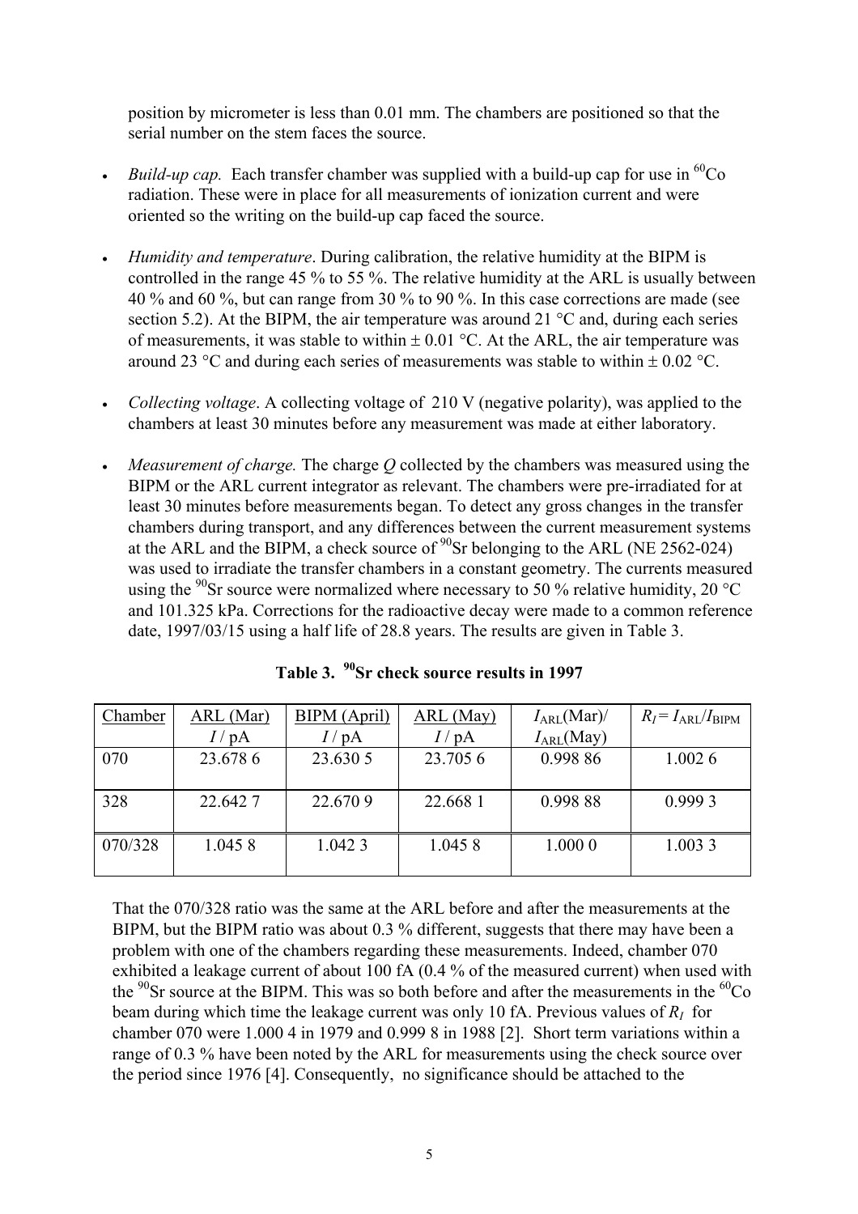position by micrometer is less than 0.01 mm. The chambers are positioned so that the serial number on the stem faces the source.

- *Build-up cap.* Each transfer chamber was supplied with a build-up cap for use in $^{60}$Co radiation. These were in place for all measurements of ionization current and were oriented so the writing on the build-up cap faced the source.

- *Humidity and temperature*. During calibration, the relative humidity at the BIPM is controlled in the range 45 % to 55 %. The relative humidity at the ARL is usually between 40 % and 60 %, but can range from 30 % to 90 %. In this case corrections are made (see section 5.2). At the BIPM, the air temperature was around 21 °C and, during each series of measurements, it was stable to within ± 0.01 °C. At the ARL, the air temperature was around 23 °C and during each series of measurements was stable to within ± 0.02 °C.

- *Collecting voltage*. A collecting voltage of 210 V (negative polarity), was applied to the chambers at least 30 minutes before any measurement was made at either laboratory.

- *Measurement of charge.* The charge $Q$ collected by the chambers was measured using the BIPM or the ARL current integrator as relevant. The chambers were pre-irradiated for at least 30 minutes before measurements began. To detect any gross changes in the transfer chambers during transport, and any differences between the current measurement systems at the ARL and the BIPM, a check source of $^{90}$Sr belonging to the ARL (NE 2562-024) was used to irradiate the transfer chambers in a constant geometry. The currents measured using the $^{90}$Sr source were normalized where necessary to 50 % relative humidity, 20 °C and 101.325 kPa. Corrections for the radioactive decay were made to a common reference date, 1997/03/15 using a half life of 28.8 years. The results are given in Table 3.

**Table 3. $^{90}$Sr check source results in 1997**

| Chamber | ARL (Mar) $I$ / pA | BIPM (April) $I$ / pA | ARL (May) $I$ / pA | $I_{\mathrm{ARL}}$(Mar)/ $I_{\mathrm{ARL}}$(May) | $R_I = I_{\mathrm{ARL}}/I_{\mathrm{BIPM}}$ |
|---|---|---|---|---|---|
| 070 | 23.678 6 | 23.630 5 | 23.705 6 | 0.998 86 | 1.002 6 |
| 328 | 22.642 7 | 22.670 9 | 22.668 1 | 0.998 88 | 0.999 3 |
| 070/328 | 1.045 8 | 1.042 3 | 1.045 8 | 1.000 0 | 1.003 3 |

That the 070/328 ratio was the same at the ARL before and after the measurements at the BIPM, but the BIPM ratio was about 0.3 % different, suggests that there may have been a problem with one of the chambers regarding these measurements. Indeed, chamber 070 exhibited a leakage current of about 100 fA (0.4 % of the measured current) when used with the $^{90}$Sr source at the BIPM. This was so both before and after the measurements in the $^{60}$Co beam during which time the leakage current was only 10 fA. Previous values of $R_I$ for chamber 070 were 1.000 4 in 1979 and 0.999 8 in 1988 [2]. Short term variations within a range of 0.3 % have been noted by the ARL for measurements using the check source over the period since 1976 [4]. Consequently, no significance should be attached to the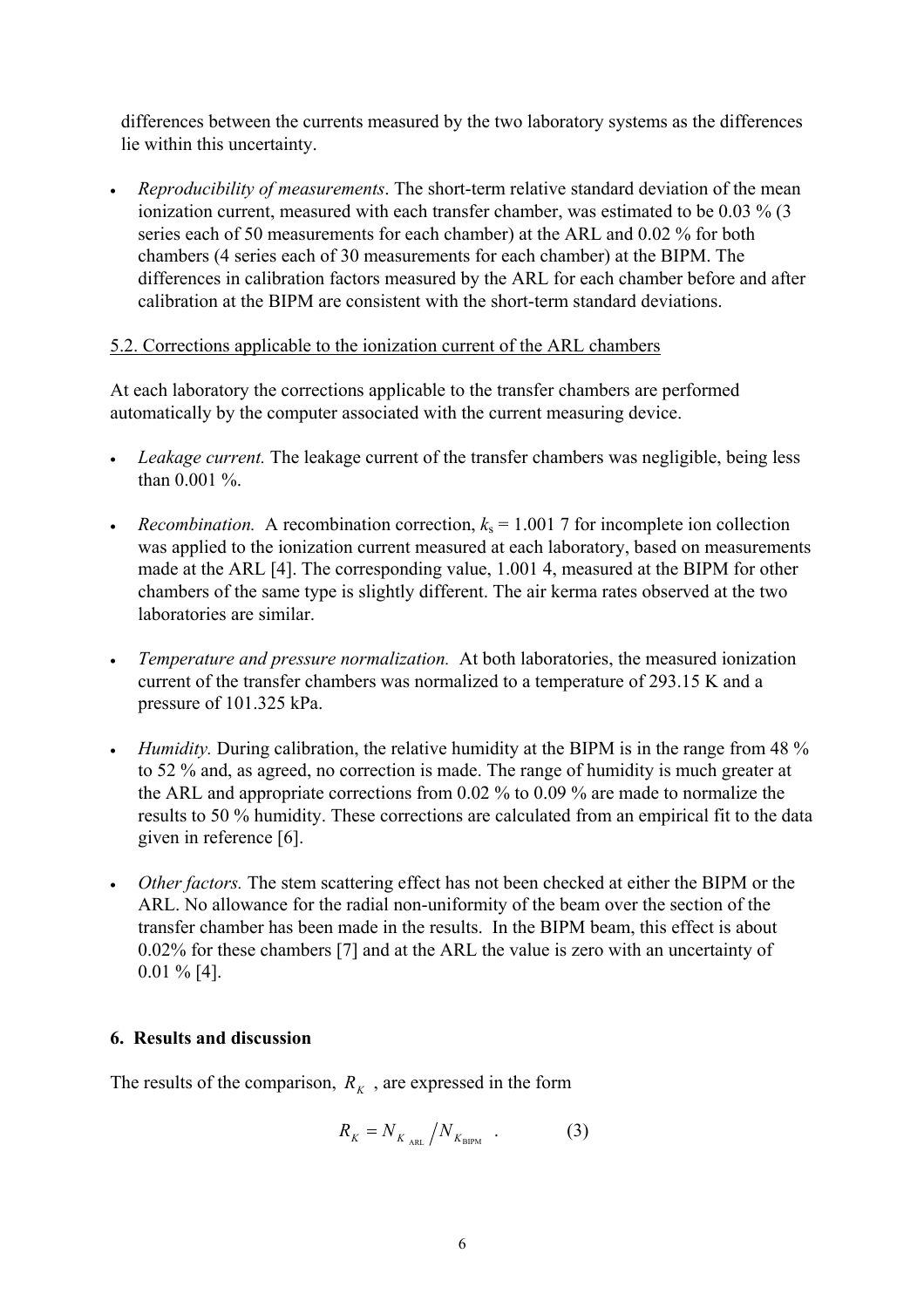differences between the currents measured by the two laboratory systems as the differences lie within this uncertainty.

- *Reproducibility of measurements*. The short-term relative standard deviation of the mean ionization current, measured with each transfer chamber, was estimated to be 0.03 % (3 series each of 50 measurements for each chamber) at the ARL and 0.02 % for both chambers (4 series each of 30 measurements for each chamber) at the BIPM. The differences in calibration factors measured by the ARL for each chamber before and after calibration at the BIPM are consistent with the short-term standard deviations.

5.2. Corrections applicable to the ionization current of the ARL chambers

At each laboratory the corrections applicable to the transfer chambers are performed automatically by the computer associated with the current measuring device.

- *Leakage current.* The leakage current of the transfer chambers was negligible, being less than 0.001 %.

- *Recombination.* A recombination correction, $k_s$ = 1.001 7 for incomplete ion collection was applied to the ionization current measured at each laboratory, based on measurements made at the ARL [4]. The corresponding value, 1.001 4, measured at the BIPM for other chambers of the same type is slightly different. The air kerma rates observed at the two laboratories are similar.

- *Temperature and pressure normalization.* At both laboratories, the measured ionization current of the transfer chambers was normalized to a temperature of 293.15 K and a pressure of 101.325 kPa.

- *Humidity.* During calibration, the relative humidity at the BIPM is in the range from 48 % to 52 % and, as agreed, no correction is made. The range of humidity is much greater at the ARL and appropriate corrections from 0.02 % to 0.09 % are made to normalize the results to 50 % humidity. These corrections are calculated from an empirical fit to the data given in reference [6].

- *Other factors.* The stem scattering effect has not been checked at either the BIPM or the ARL. No allowance for the radial non-uniformity of the beam over the section of the transfer chamber has been made in the results. In the BIPM beam, this effect is about 0.02% for these chambers [7] and at the ARL the value is zero with an uncertainty of 0.01 % [4].

### 6. Results and discussion

The results of the comparison, $R_K$ , are expressed in the form

$$R_K = N_{K_{\text{ARL}}} / N_{K_{\text{BIPM}}} \quad . \qquad (3)$$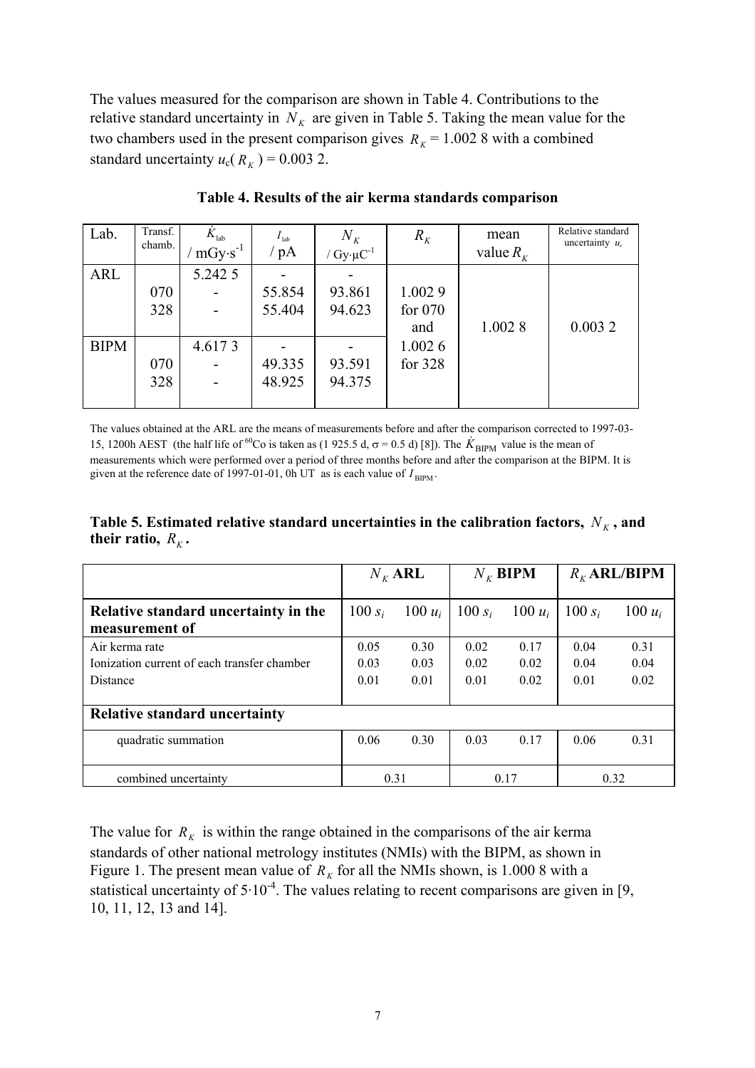The values measured for the comparison are shown in Table 4. Contributions to the relative standard uncertainty in $N_K$ are given in Table 5. Taking the mean value for the two chambers used in the present comparison gives $R_K$ = 1.002 8 with a combined standard uncertainty $u_c(R_K)$ = 0.003 2.

**Table 4. Results of the air kerma standards comparison**

| Lab. | Transf. chamb. | $\dot{K}_{lab}$ / $mGy \cdot s^{-1}$ | $I_{lab}$ / pA | $N_K$ / $Gy \cdot \mu C^{-1}$ | $R_K$ | mean value $R_K$ | Relative standard uncertainty $u_c$ |
|---|---|---|---|---|---|---|---|
| ARL | | 5.242 5 | - | - | | | |
| | 070 | - | 55.854 | 93.861 | 1.002 9 | | |
| | 328 | - | 55.404 | 94.623 | for 070 | | |
| | | | | | and | 1.002 8 | 0.003 2 |
| BIPM | | 4.617 3 | - | - | 1.002 6 | | |
| | 070 | - | 49.335 | 93.591 | for 328 | | |
| | 328 | - | 48.925 | 94.375 | | | |

The values obtained at the ARL are the means of measurements before and after the comparison corrected to 1997-03-15, 1200h AEST (the half life of $^{60}$Co is taken as (1 925.5 d, $\sigma$ = 0.5 d) [8]). The $\dot{K}_{BIPM}$ value is the mean of measurements which were performed over a period of three months before and after the comparison at the BIPM. It is given at the reference date of 1997-01-01, 0h UT as is each value of $I_{BIPM}$.

**Table 5. Estimated relative standard uncertainties in the calibration factors, $N_K$, and their ratio, $R_K$.**

| | $N_K$ ARL | | $N_K$ BIPM | | $R_K$ ARL/BIPM | |
|---|---|---|---|---|---|---|
| **Relative standard uncertainty in the measurement of** | $100\, s_i$ | $100\, u_i$ | $100\, s_i$ | $100\, u_i$ | $100\, s_i$ | $100\, u_i$ |
| Air kerma rate | 0.05 | 0.30 | 0.02 | 0.17 | 0.04 | 0.31 |
| Ionization current of each transfer chamber | 0.03 | 0.03 | 0.02 | 0.02 | 0.04 | 0.04 |
| Distance | 0.01 | 0.01 | 0.01 | 0.02 | 0.01 | 0.02 |
| **Relative standard uncertainty** | | | | | | |
| quadratic summation | 0.06 | 0.30 | 0.03 | 0.17 | 0.06 | 0.31 |
| combined uncertainty | 0.31 | | 0.17 | | 0.32 | |

The value for $R_K$ is within the range obtained in the comparisons of the air kerma standards of other national metrology institutes (NMIs) with the BIPM, as shown in Figure 1. The present mean value of $R_K$ for all the NMIs shown, is 1.000 8 with a statistical uncertainty of $5 \cdot 10^{-4}$. The values relating to recent comparisons are given in [9, 10, 11, 12, 13 and 14].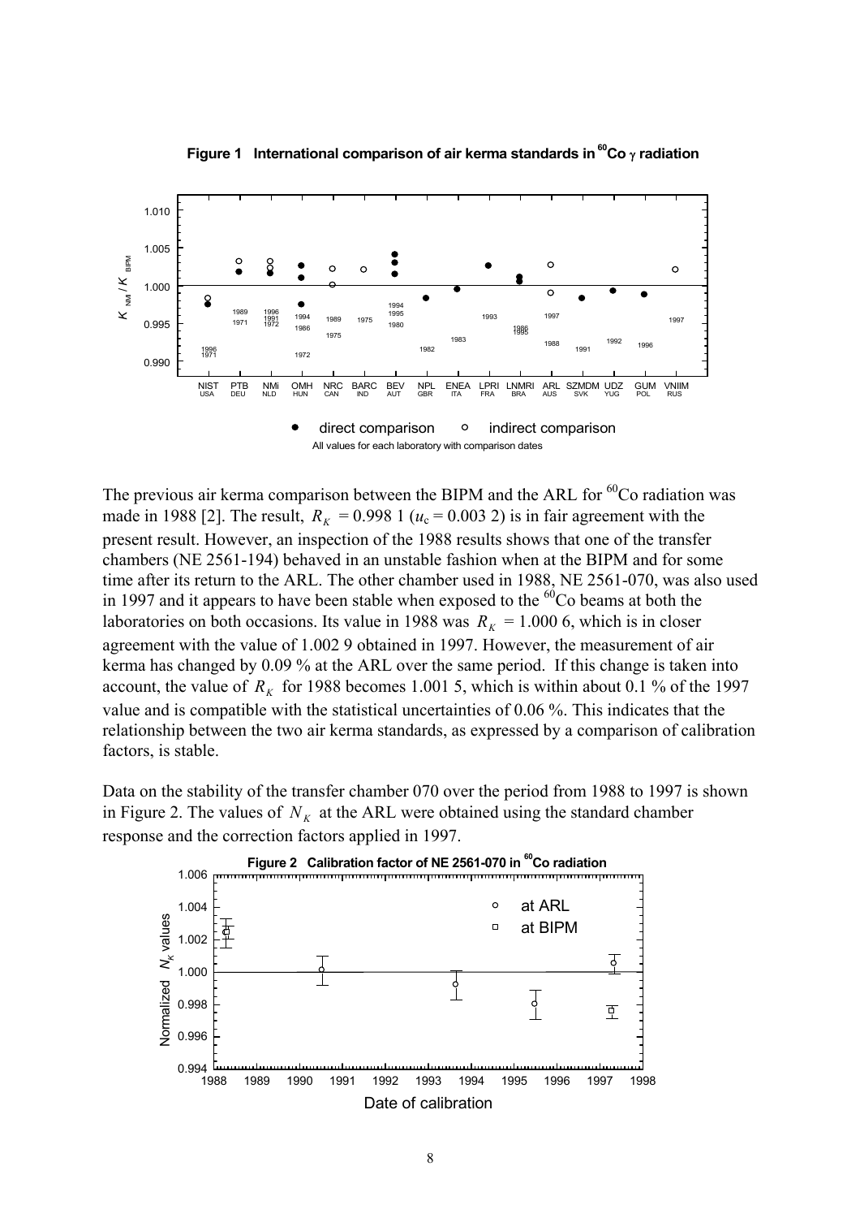**Figure 1 International comparison of air kerma standards in $^{60}$Co $\gamma$ radiation**

All values for each laboratory with comparison dates

The previous air kerma comparison between the BIPM and the ARL for $^{60}$Co radiation was made in 1988 [2]. The result, $R_K$ = 0.998 1 ($u_c$ = 0.003 2) is in fair agreement with the present result. However, an inspection of the 1988 results shows that one of the transfer chambers (NE 2561-194) behaved in an unstable fashion when at the BIPM and for some time after its return to the ARL. The other chamber used in 1988, NE 2561-070, was also used in 1997 and it appears to have been stable when exposed to the $^{60}$Co beams at both the laboratories on both occasions. Its value in 1988 was $R_K$ = 1.000 6, which is in closer agreement with the value of 1.002 9 obtained in 1997. However, the measurement of air kerma has changed by 0.09 % at the ARL over the same period. If this change is taken into account, the value of $R_K$ for 1988 becomes 1.001 5, which is within about 0.1 % of the 1997 value and is compatible with the statistical uncertainties of 0.06 %. This indicates that the relationship between the two air kerma standards, as expressed by a comparison of calibration factors, is stable.

Data on the stability of the transfer chamber 070 over the period from 1988 to 1997 is shown in Figure 2. The values of $N_K$ at the ARL were obtained using the standard chamber response and the correction factors applied in 1997.

**Figure 2 Calibration factor of NE 2561-070 in $^{60}$Co radiation**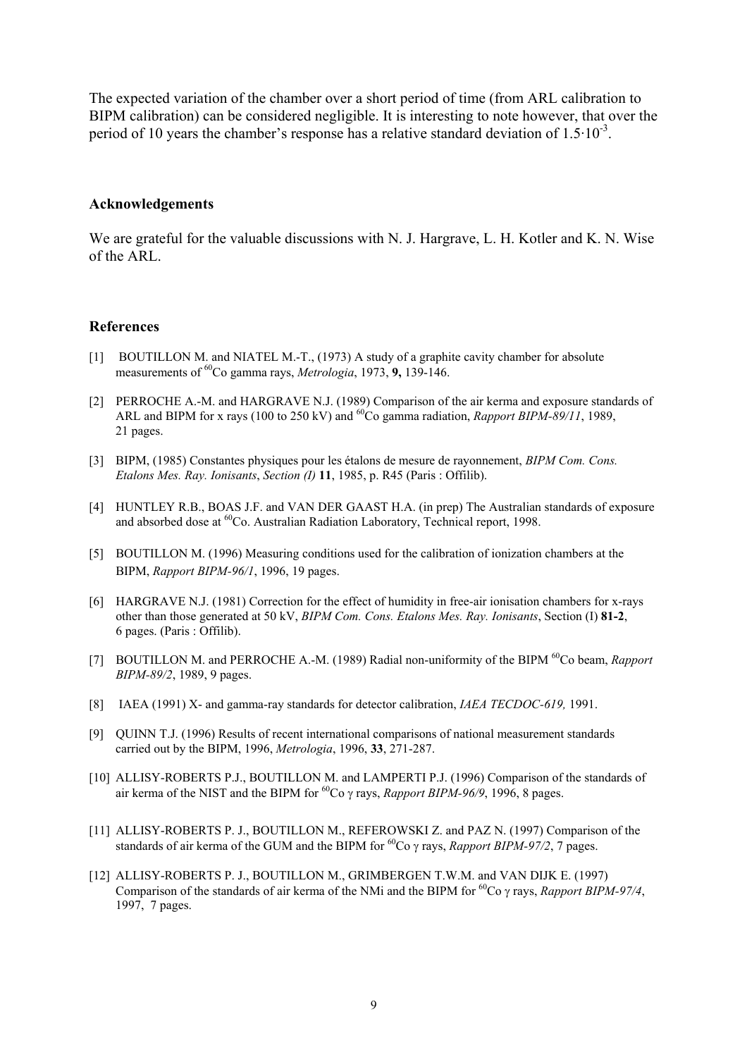The expected variation of the chamber over a short period of time (from ARL calibration to BIPM calibration) can be considered negligible. It is interesting to note however, that over the period of 10 years the chamber's response has a relative standard deviation of $1.5 \cdot 10^{-3}$.

## Acknowledgements

We are grateful for the valuable discussions with N. J. Hargrave, L. H. Kotler and K. N. Wise of the ARL.

## References

[1] BOUTILLON M. and NIATEL M.-T., (1973) A study of a graphite cavity chamber for absolute measurements of $^{60}$Co gamma rays, *Metrologia*, 1973, **9,** 139-146.

[2] PERROCHE A.-M. and HARGRAVE N.J. (1989) Comparison of the air kerma and exposure standards of ARL and BIPM for x rays (100 to 250 kV) and $^{60}$Co gamma radiation, *Rapport BIPM-89/11*, 1989, 21 pages.

[3] BIPM, (1985) Constantes physiques pour les étalons de mesure de rayonnement, *BIPM Com. Cons. Etalons Mes. Ray. Ionisants*, *Section (I)* **11**, 1985, p. R45 (Paris : Offilib).

[4] HUNTLEY R.B., BOAS J.F. and VAN DER GAAST H.A. (in prep) The Australian standards of exposure and absorbed dose at $^{60}$Co. Australian Radiation Laboratory, Technical report, 1998.

[5] BOUTILLON M. (1996) Measuring conditions used for the calibration of ionization chambers at the BIPM, *Rapport BIPM-96/1*, 1996, 19 pages.

[6] HARGRAVE N.J. (1981) Correction for the effect of humidity in free-air ionisation chambers for x-rays other than those generated at 50 kV, *BIPM Com. Cons. Etalons Mes. Ray. Ionisants*, Section (I) **81-2**, 6 pages. (Paris : Offilib).

[7] BOUTILLON M. and PERROCHE A.-M. (1989) Radial non-uniformity of the BIPM $^{60}$Co beam, *Rapport BIPM-89/2*, 1989, 9 pages.

[8] IAEA (1991) X- and gamma-ray standards for detector calibration, *IAEA TECDOC-619,* 1991.

[9] QUINN T.J. (1996) Results of recent international comparisons of national measurement standards carried out by the BIPM, 1996, *Metrologia*, 1996, **33**, 271-287.

[10] ALLISY-ROBERTS P.J., BOUTILLON M. and LAMPERTI P.J. (1996) Comparison of the standards of air kerma of the NIST and the BIPM for $^{60}$Co $\gamma$ rays, *Rapport BIPM-96/9*, 1996, 8 pages.

[11] ALLISY-ROBERTS P. J., BOUTILLON M., REFEROWSKI Z. and PAZ N. (1997) Comparison of the standards of air kerma of the GUM and the BIPM for $^{60}$Co $\gamma$ rays, *Rapport BIPM-97/2*, 7 pages.

[12] ALLISY-ROBERTS P. J., BOUTILLON M., GRIMBERGEN T.W.M. and VAN DIJK E. (1997) Comparison of the standards of air kerma of the NMi and the BIPM for $^{60}$Co $\gamma$ rays, *Rapport BIPM-97/4*, 1997, 7 pages.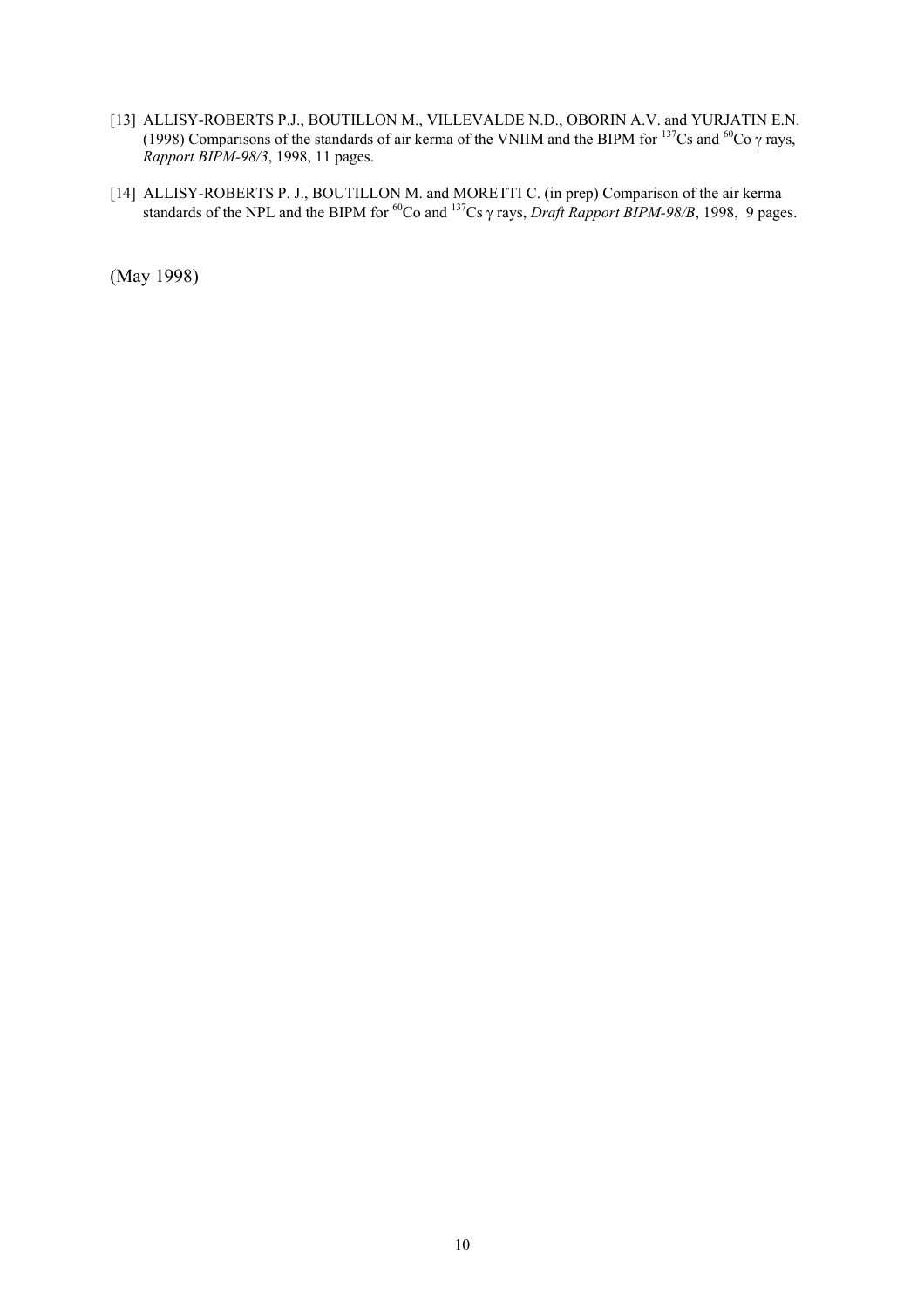[13] ALLISY-ROBERTS P.J., BOUTILLON M., VILLEVALDE N.D., OBORIN A.V. and YURJATIN E.N. (1998) Comparisons of the standards of air kerma of the VNIIM and the BIPM for $^{137}$Cs and $^{60}$Co $\gamma$ rays, *Rapport BIPM-98/3*, 1998, 11 pages.

[14] ALLISY-ROBERTS P. J., BOUTILLON M. and MORETTI C. (in prep) Comparison of the air kerma standards of the NPL and the BIPM for $^{60}$Co and $^{137}$Cs $\gamma$ rays, *Draft Rapport BIPM-98/B*, 1998, 9 pages.

(May 1998)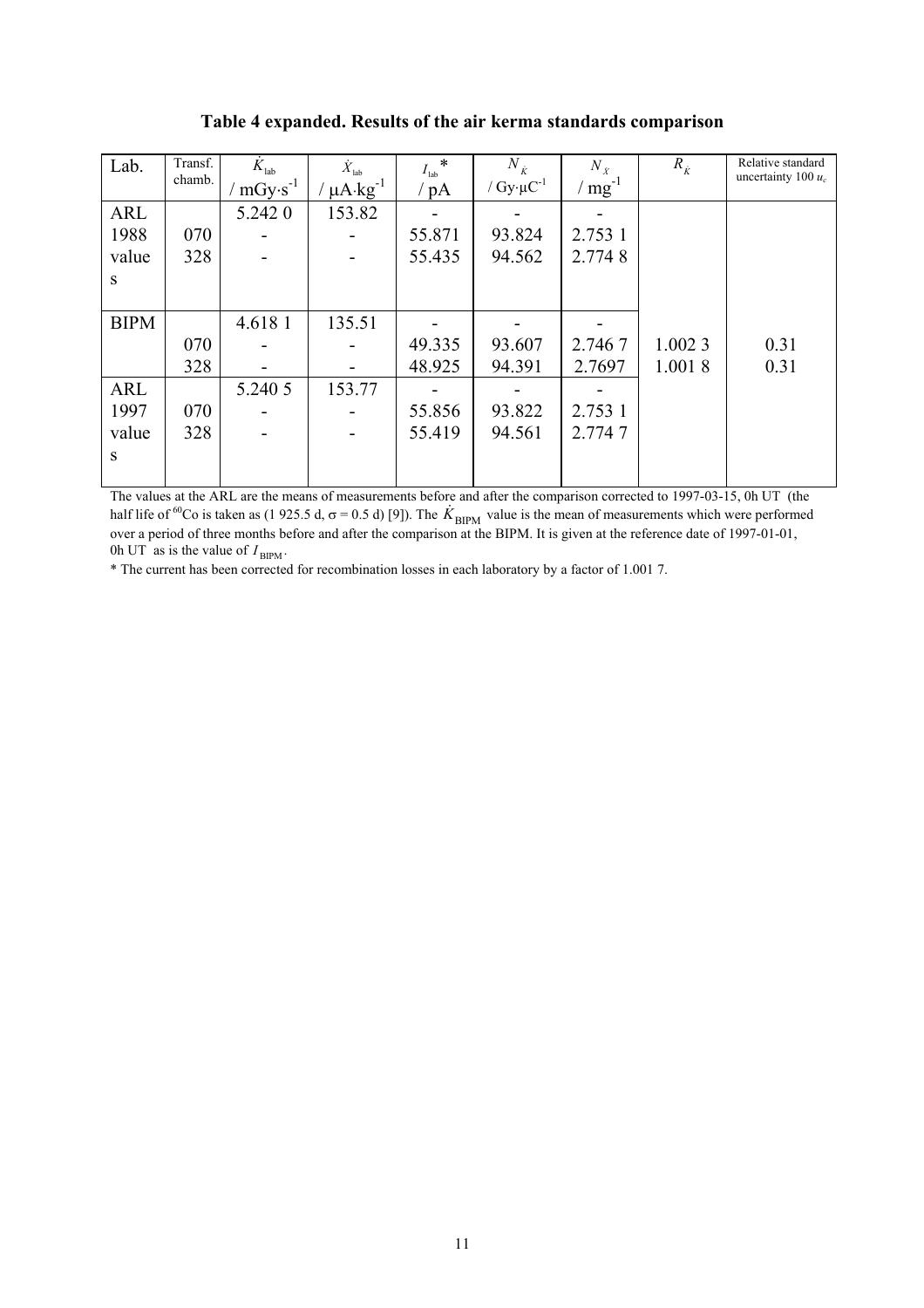**Table 4 expanded. Results of the air kerma standards comparison**

| Lab. | Transf. chamb. | $\dot{K}_{lab}$ / $mGy{\cdot}s^{-1}$ | $\dot{X}_{lab}$ / $\mu A{\cdot}kg^{-1}$ | $I_{lab}$* / pA | $N_{\dot{K}}$ / $Gy{\cdot}\mu C^{-1}$ | $N_{\dot{X}}$ / $mg^{-1}$ | $R_{\dot{K}}$ | Relative standard uncertainty 100 $u_c$ |
|---|---|---|---|---|---|---|---|---|
| ARL 1988 values | | 5.242 0 | 153.82 | - | - | - | | |
| | 070 | - | - | 55.871 | 93.824 | 2.753 1 | | |
| | 328 | - | - | 55.435 | 94.562 | 2.774 8 | | |
| BIPM | | 4.618 1 | 135.51 | - | - | - | | |
| | 070 | - | - | 49.335 | 93.607 | 2.746 7 | 1.002 3 | 0.31 |
| | 328 | - | - | 48.925 | 94.391 | 2.7697 | 1.001 8 | 0.31 |
| ARL 1997 values | | 5.240 5 | 153.77 | - | - | - | | |
| | 070 | - | - | 55.856 | 93.822 | 2.753 1 | | |
| | 328 | - | - | 55.419 | 94.561 | 2.774 7 | | |

The values at the ARL are the means of measurements before and after the comparison corrected to 1997-03-15, 0h UT (the half life of $^{60}Co$ is taken as (1 925.5 d, $\sigma$ = 0.5 d) [9]). The $\dot{K}_{BIPM}$ value is the mean of measurements which were performed over a period of three months before and after the comparison at the BIPM. It is given at the reference date of 1997-01-01, 0h UT as is the value of $I_{BIPM}$.

* The current has been corrected for recombination losses in each laboratory by a factor of 1.001 7.